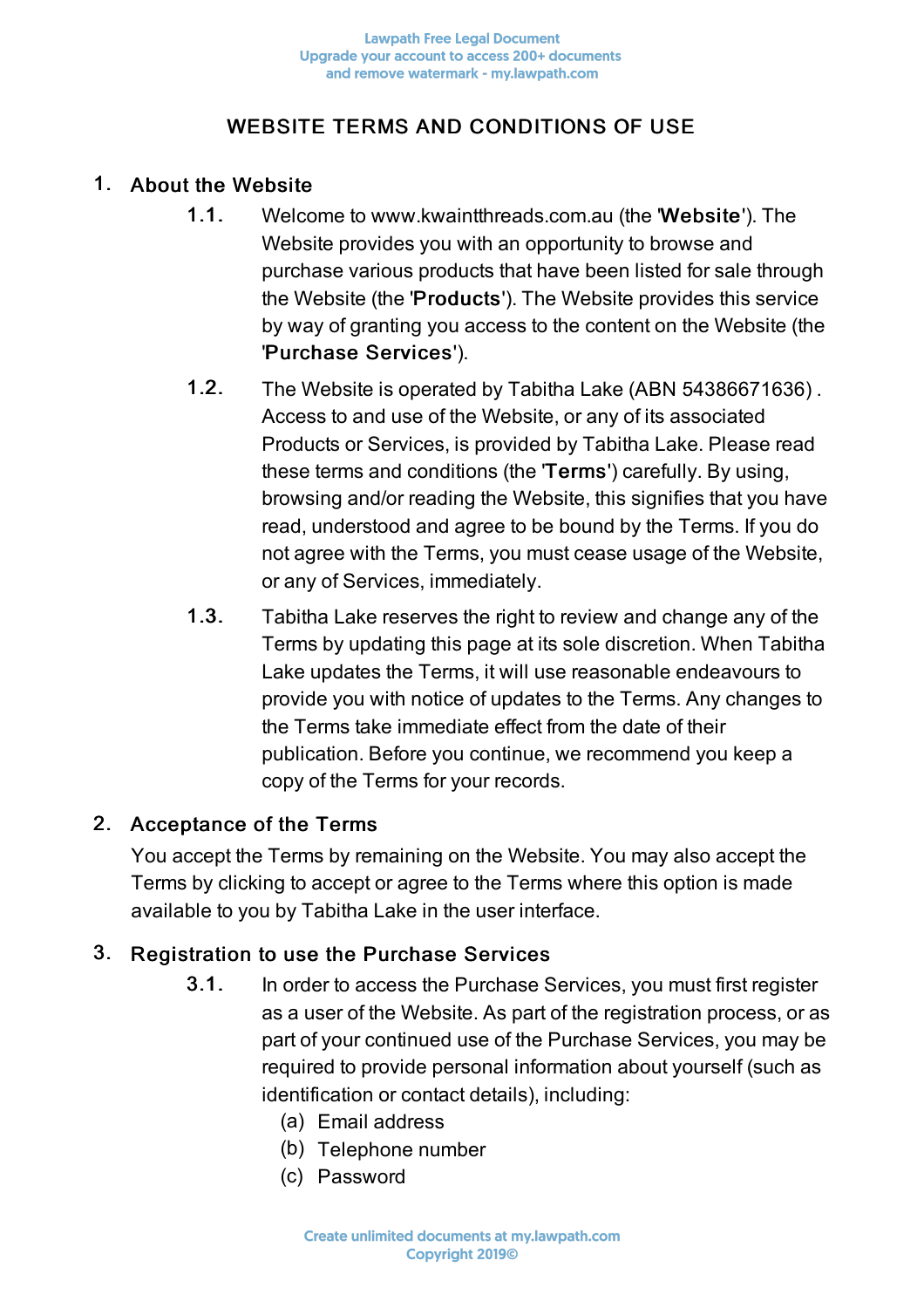# WEBSITE TERMS AND CONDITIONS OF USE

## 1. About the Website

1.1. Welcome to www.kwaintthreads.com.au (the '**Website**'). The Website provides you with an opportunity to browse and purchase various products that have been listed for sale through the Website (the '**Products**'). The Website provides this service by way of granting you access to the content on the Website (the '**Purchase Services**').

1.2. The Website is operated by Tabitha Lake (ABN 54386671636) . Access to and use of the Website, or any of its associated Products or Services, is provided by Tabitha Lake. Please read these terms and conditions (the '**Terms**') carefully. By using, browsing and/or reading the Website, this signifies that you have read, understood and agree to be bound by the Terms. If you do not agree with the Terms, you must cease usage of the Website, or any of Services, immediately.

1.3. Tabitha Lake reserves the right to review and change any of the Terms by updating this page at its sole discretion. When Tabitha Lake updates the Terms, it will use reasonable endeavours to provide you with notice of updates to the Terms. Any changes to the Terms take immediate effect from the date of their publication. Before you continue, we recommend you keep a copy of the Terms for your records.

## 2. Acceptance of the Terms

You accept the Terms by remaining on the Website. You may also accept the Terms by clicking to accept or agree to the Terms where this option is made available to you by Tabitha Lake in the user interface.

## 3. Registration to use the Purchase Services

3.1. In order to access the Purchase Services, you must first register as a user of the Website. As part of the registration process, or as part of your continued use of the Purchase Services, you may be required to provide personal information about yourself (such as identification or contact details), including:

(a) Email address

(b) Telephone number

(c) Password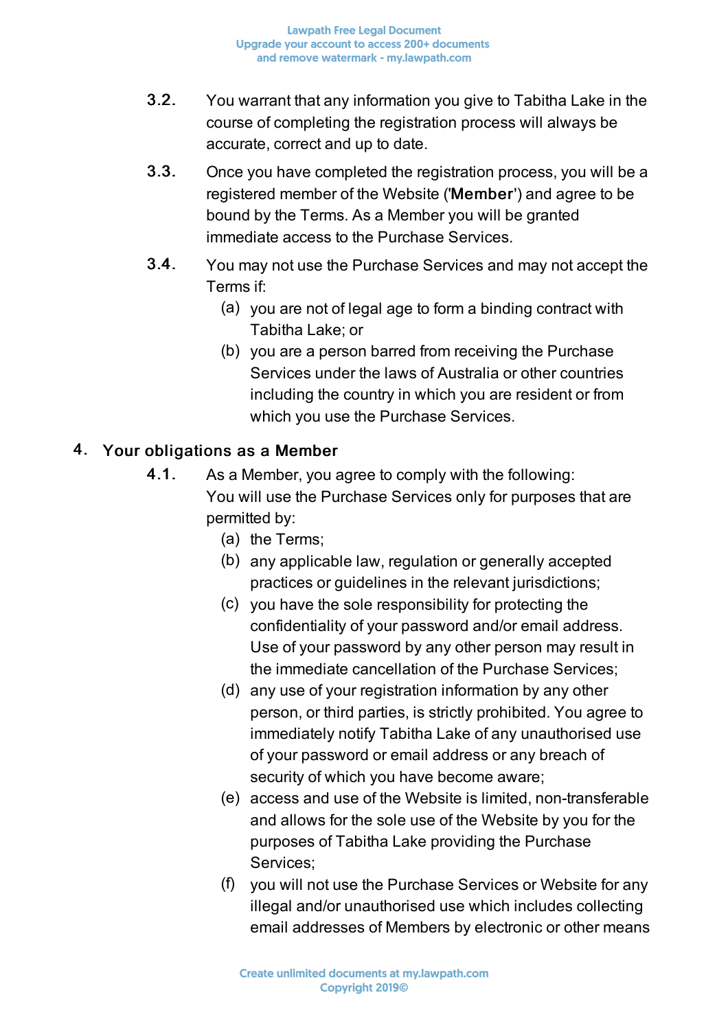3.2. You warrant that any information you give to Tabitha Lake in the course of completing the registration process will always be accurate, correct and up to date.

3.3. Once you have completed the registration process, you will be a registered member of the Website ('**Member**') and agree to be bound by the Terms. As a Member you will be granted immediate access to the Purchase Services.

3.4. You may not use the Purchase Services and may not accept the Terms if:

(a) you are not of legal age to form a binding contract with Tabitha Lake; or

(b) you are a person barred from receiving the Purchase Services under the laws of Australia or other countries including the country in which you are resident or from which you use the Purchase Services.

## 4. Your obligations as a Member

4.1. As a Member, you agree to comply with the following: You will use the Purchase Services only for purposes that are permitted by:

(a) the Terms;

(b) any applicable law, regulation or generally accepted practices or guidelines in the relevant jurisdictions;

(c) you have the sole responsibility for protecting the confidentiality of your password and/or email address. Use of your password by any other person may result in the immediate cancellation of the Purchase Services;

(d) any use of your registration information by any other person, or third parties, is strictly prohibited. You agree to immediately notify Tabitha Lake of any unauthorised use of your password or email address or any breach of security of which you have become aware;

(e) access and use of the Website is limited, non-transferable and allows for the sole use of the Website by you for the purposes of Tabitha Lake providing the Purchase Services;

(f) you will not use the Purchase Services or Website for any illegal and/or unauthorised use which includes collecting email addresses of Members by electronic or other means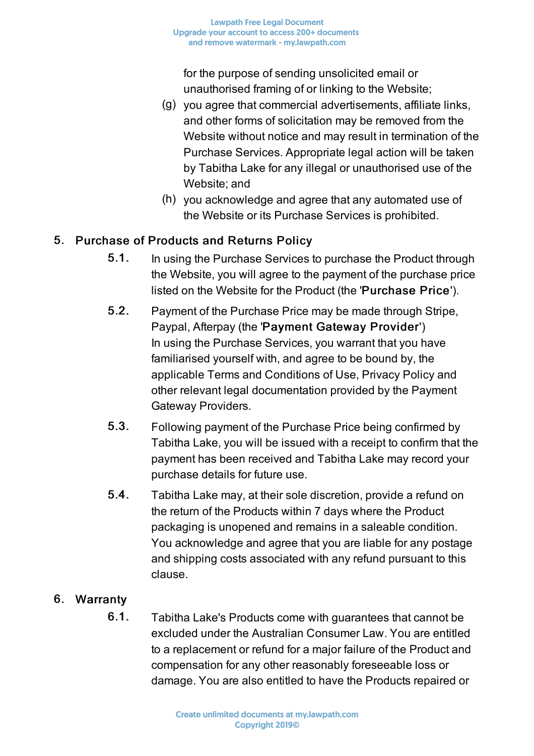for the purpose of sending unsolicited email or unauthorised framing of or linking to the Website;

(g) you agree that commercial advertisements, affiliate links, and other forms of solicitation may be removed from the Website without notice and may result in termination of the Purchase Services. Appropriate legal action will be taken by Tabitha Lake for any illegal or unauthorised use of the Website; and

(h) you acknowledge and agree that any automated use of the Website or its Purchase Services is prohibited.

## 5. Purchase of Products and Returns Policy

5.1. In using the Purchase Services to purchase the Product through the Website, you will agree to the payment of the purchase price listed on the Website for the Product (the '**Purchase Price**').

5.2. Payment of the Purchase Price may be made through Stripe, Paypal, Afterpay (the '**Payment Gateway Provider**') In using the Purchase Services, you warrant that you have familiarised yourself with, and agree to be bound by, the applicable Terms and Conditions of Use, Privacy Policy and other relevant legal documentation provided by the Payment Gateway Providers.

5.3. Following payment of the Purchase Price being confirmed by Tabitha Lake, you will be issued with a receipt to confirm that the payment has been received and Tabitha Lake may record your purchase details for future use.

5.4. Tabitha Lake may, at their sole discretion, provide a refund on the return of the Products within 7 days where the Product packaging is unopened and remains in a saleable condition. You acknowledge and agree that you are liable for any postage and shipping costs associated with any refund pursuant to this clause.

## 6. Warranty

6.1. Tabitha Lake's Products come with guarantees that cannot be excluded under the Australian Consumer Law. You are entitled to a replacement or refund for a major failure of the Product and compensation for any other reasonably foreseeable loss or damage. You are also entitled to have the Products repaired or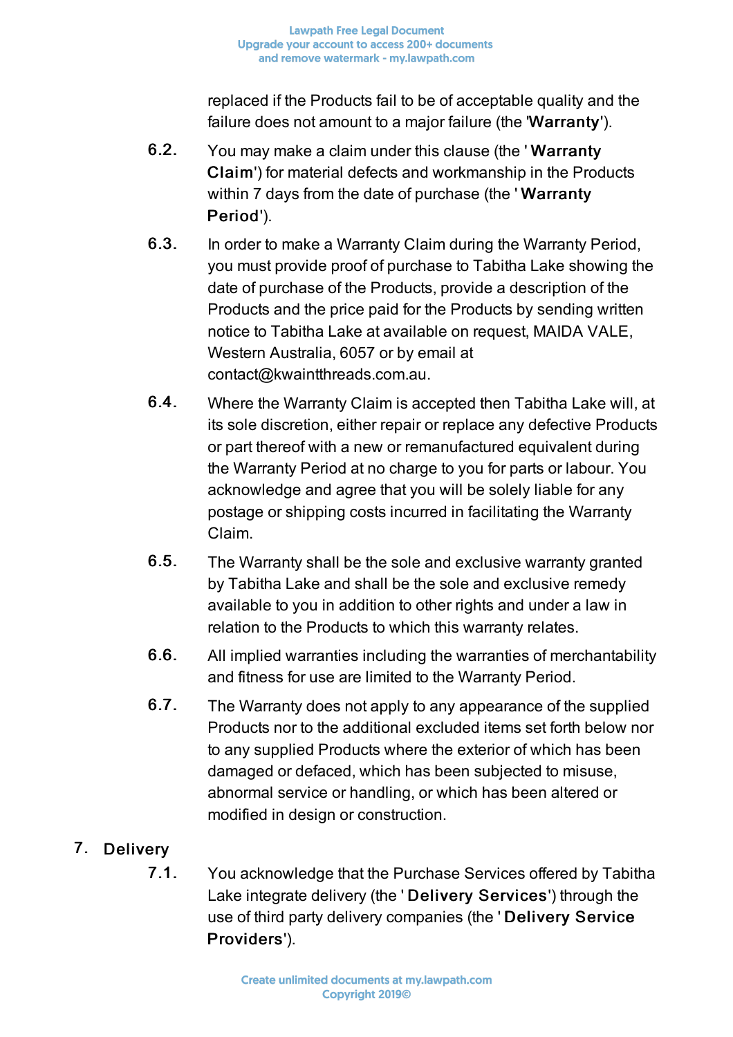replaced if the Products fail to be of acceptable quality and the failure does not amount to a major failure (the '**Warranty**').

6.2. You may make a claim under this clause (the '**Warranty Claim**') for material defects and workmanship in the Products within 7 days from the date of purchase (the '**Warranty Period**').

6.3. In order to make a Warranty Claim during the Warranty Period, you must provide proof of purchase to Tabitha Lake showing the date of purchase of the Products, provide a description of the Products and the price paid for the Products by sending written notice to Tabitha Lake at available on request, MAIDA VALE, Western Australia, 6057 or by email at contact@kwaintthreads.com.au.

6.4. Where the Warranty Claim is accepted then Tabitha Lake will, at its sole discretion, either repair or replace any defective Products or part thereof with a new or remanufactured equivalent during the Warranty Period at no charge to you for parts or labour. You acknowledge and agree that you will be solely liable for any postage or shipping costs incurred in facilitating the Warranty Claim.

6.5. The Warranty shall be the sole and exclusive warranty granted by Tabitha Lake and shall be the sole and exclusive remedy available to you in addition to other rights and under a law in relation to the Products to which this warranty relates.

6.6. All implied warranties including the warranties of merchantability and fitness for use are limited to the Warranty Period.

6.7. The Warranty does not apply to any appearance of the supplied Products nor to the additional excluded items set forth below nor to any supplied Products where the exterior of which has been damaged or defaced, which has been subjected to misuse, abnormal service or handling, or which has been altered or modified in design or construction.

## 7. Delivery

7.1. You acknowledge that the Purchase Services offered by Tabitha Lake integrate delivery (the '**Delivery Services**') through the use of third party delivery companies (the '**Delivery Service Providers**').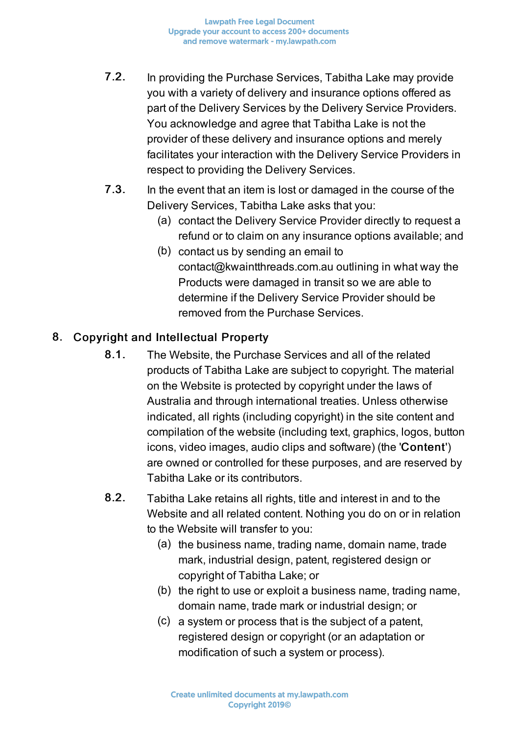7.2. In providing the Purchase Services, Tabitha Lake may provide you with a variety of delivery and insurance options offered as part of the Delivery Services by the Delivery Service Providers. You acknowledge and agree that Tabitha Lake is not the provider of these delivery and insurance options and merely facilitates your interaction with the Delivery Service Providers in respect to providing the Delivery Services.

7.3. In the event that an item is lost or damaged in the course of the Delivery Services, Tabitha Lake asks that you:

   (a) contact the Delivery Service Provider directly to request a refund or to claim on any insurance options available; and

   (b) contact us by sending an email to contact@kwaintthreads.com.au outlining in what way the Products were damaged in transit so we are able to determine if the Delivery Service Provider should be removed from the Purchase Services.

## 8. Copyright and Intellectual Property

8.1. The Website, the Purchase Services and all of the related products of Tabitha Lake are subject to copyright. The material on the Website is protected by copyright under the laws of Australia and through international treaties. Unless otherwise indicated, all rights (including copyright) in the site content and compilation of the website (including text, graphics, logos, button icons, video images, audio clips and software) (the '**Content**') are owned or controlled for these purposes, and are reserved by Tabitha Lake or its contributors.

8.2. Tabitha Lake retains all rights, title and interest in and to the Website and all related content. Nothing you do on or in relation to the Website will transfer to you:

   (a) the business name, trading name, domain name, trade mark, industrial design, patent, registered design or copyright of Tabitha Lake; or

   (b) the right to use or exploit a business name, trading name, domain name, trade mark or industrial design; or

   (c) a system or process that is the subject of a patent, registered design or copyright (or an adaptation or modification of such a system or process).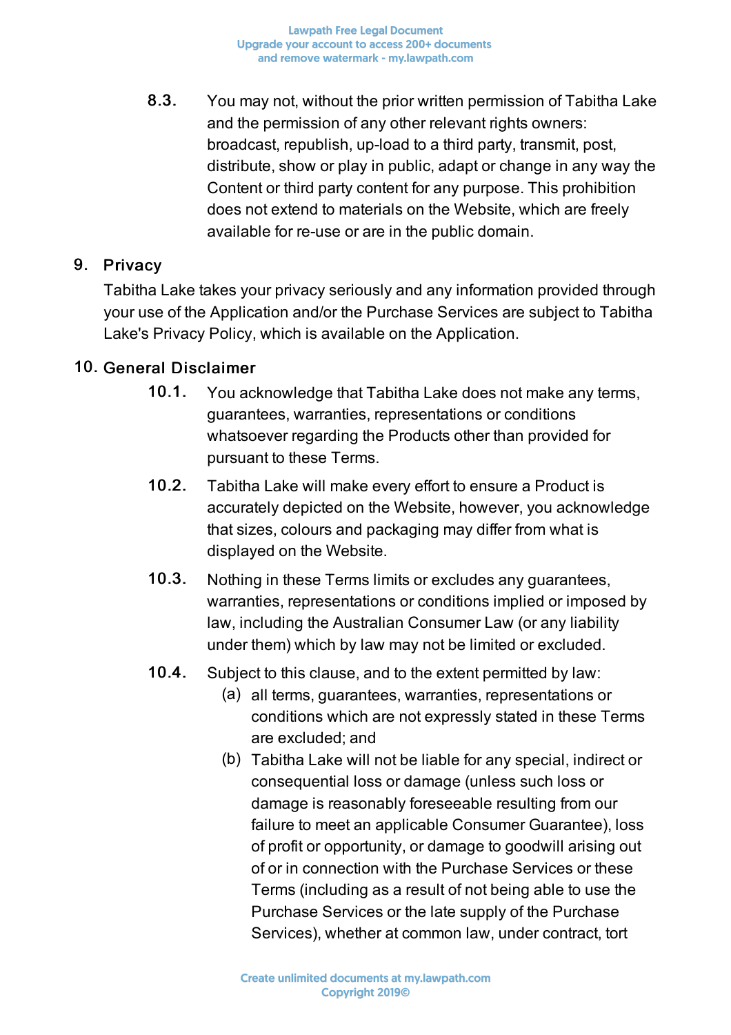8.3. You may not, without the prior written permission of Tabitha Lake and the permission of any other relevant rights owners: broadcast, republish, up-load to a third party, transmit, post, distribute, show or play in public, adapt or change in any way the Content or third party content for any purpose. This prohibition does not extend to materials on the Website, which are freely available for re-use or are in the public domain.

## 9. Privacy

Tabitha Lake takes your privacy seriously and any information provided through your use of the Application and/or the Purchase Services are subject to Tabitha Lake's Privacy Policy, which is available on the Application.

## 10. General Disclaimer

10.1. You acknowledge that Tabitha Lake does not make any terms, guarantees, warranties, representations or conditions whatsoever regarding the Products other than provided for pursuant to these Terms.

10.2. Tabitha Lake will make every effort to ensure a Product is accurately depicted on the Website, however, you acknowledge that sizes, colours and packaging may differ from what is displayed on the Website.

10.3. Nothing in these Terms limits or excludes any guarantees, warranties, representations or conditions implied or imposed by law, including the Australian Consumer Law (or any liability under them) which by law may not be limited or excluded.

10.4. Subject to this clause, and to the extent permitted by law:

(a) all terms, guarantees, warranties, representations or conditions which are not expressly stated in these Terms are excluded; and

(b) Tabitha Lake will not be liable for any special, indirect or consequential loss or damage (unless such loss or damage is reasonably foreseeable resulting from our failure to meet an applicable Consumer Guarantee), loss of profit or opportunity, or damage to goodwill arising out of or in connection with the Purchase Services or these Terms (including as a result of not being able to use the Purchase Services or the late supply of the Purchase Services), whether at common law, under contract, tort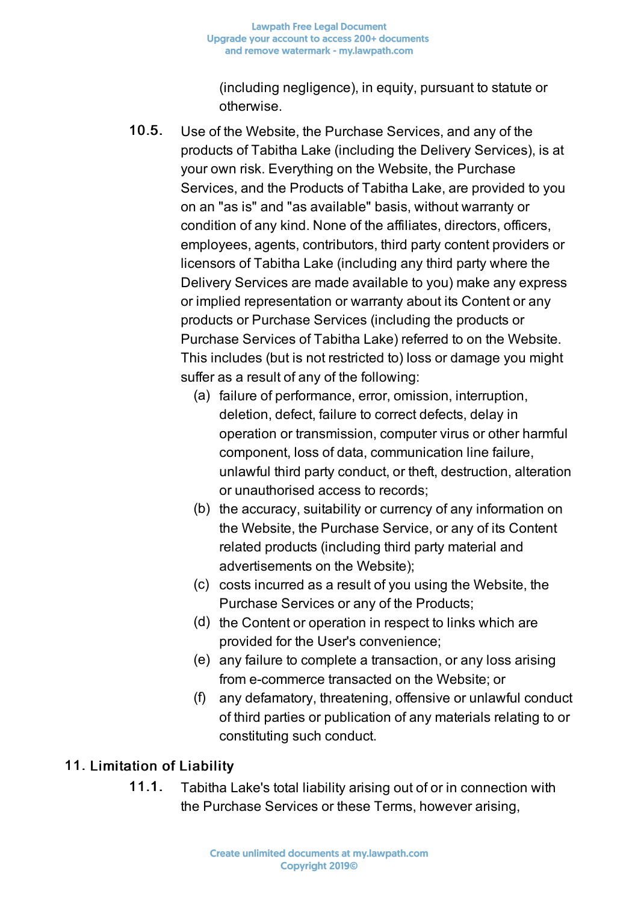(including negligence), in equity, pursuant to statute or otherwise.

10.5. Use of the Website, the Purchase Services, and any of the products of Tabitha Lake (including the Delivery Services), is at your own risk. Everything on the Website, the Purchase Services, and the Products of Tabitha Lake, are provided to you on an "as is" and "as available" basis, without warranty or condition of any kind. None of the affiliates, directors, officers, employees, agents, contributors, third party content providers or licensors of Tabitha Lake (including any third party where the Delivery Services are made available to you) make any express or implied representation or warranty about its Content or any products or Purchase Services (including the products or Purchase Services of Tabitha Lake) referred to on the Website. This includes (but is not restricted to) loss or damage you might suffer as a result of any of the following:

   (a) failure of performance, error, omission, interruption, deletion, defect, failure to correct defects, delay in operation or transmission, computer virus or other harmful component, loss of data, communication line failure, unlawful third party conduct, or theft, destruction, alteration or unauthorised access to records;

   (b) the accuracy, suitability or currency of any information on the Website, the Purchase Service, or any of its Content related products (including third party material and advertisements on the Website);

   (c) costs incurred as a result of you using the Website, the Purchase Services or any of the Products;

   (d) the Content or operation in respect to links which are provided for the User's convenience;

   (e) any failure to complete a transaction, or any loss arising from e-commerce transacted on the Website; or

   (f) any defamatory, threatening, offensive or unlawful conduct of third parties or publication of any materials relating to or constituting such conduct.

## 11. Limitation of Liability

11.1. Tabitha Lake's total liability arising out of or in connection with the Purchase Services or these Terms, however arising,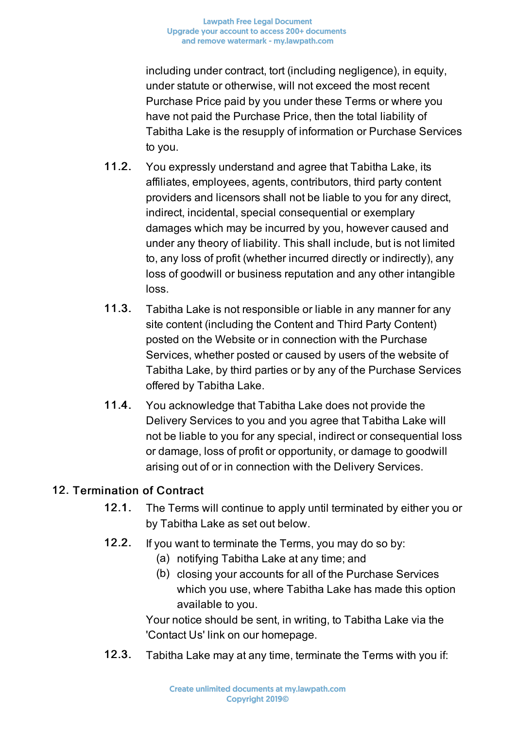including under contract, tort (including negligence), in equity, under statute or otherwise, will not exceed the most recent Purchase Price paid by you under these Terms or where you have not paid the Purchase Price, then the total liability of Tabitha Lake is the resupply of information or Purchase Services to you.

11.2. You expressly understand and agree that Tabitha Lake, its affiliates, employees, agents, contributors, third party content providers and licensors shall not be liable to you for any direct, indirect, incidental, special consequential or exemplary damages which may be incurred by you, however caused and under any theory of liability. This shall include, but is not limited to, any loss of profit (whether incurred directly or indirectly), any loss of goodwill or business reputation and any other intangible loss.

11.3. Tabitha Lake is not responsible or liable in any manner for any site content (including the Content and Third Party Content) posted on the Website or in connection with the Purchase Services, whether posted or caused by users of the website of Tabitha Lake, by third parties or by any of the Purchase Services offered by Tabitha Lake.

11.4. You acknowledge that Tabitha Lake does not provide the Delivery Services to you and you agree that Tabitha Lake will not be liable to you for any special, indirect or consequential loss or damage, loss of profit or opportunity, or damage to goodwill arising out of or in connection with the Delivery Services.

## 12. Termination of Contract

12.1. The Terms will continue to apply until terminated by either you or by Tabitha Lake as set out below.

12.2. If you want to terminate the Terms, you may do so by:

(a) notifying Tabitha Lake at any time; and

(b) closing your accounts for all of the Purchase Services which you use, where Tabitha Lake has made this option available to you.

Your notice should be sent, in writing, to Tabitha Lake via the 'Contact Us' link on our homepage.

12.3. Tabitha Lake may at any time, terminate the Terms with you if: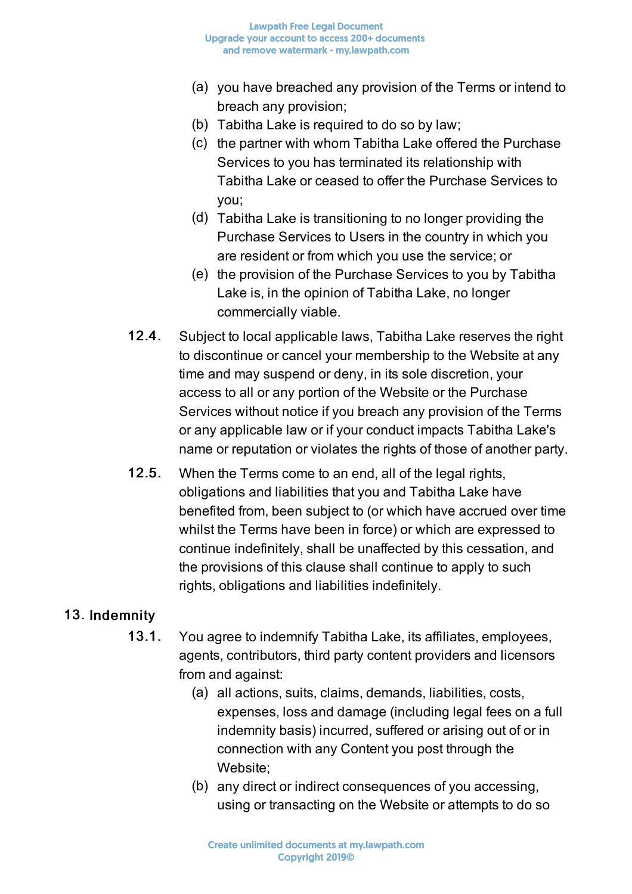(a) you have breached any provision of the Terms or intend to breach any provision;
(b) Tabitha Lake is required to do so by law;
(c) the partner with whom Tabitha Lake offered the Purchase Services to you has terminated its relationship with Tabitha Lake or ceased to offer the Purchase Services to you;
(d) Tabitha Lake is transitioning to no longer providing the Purchase Services to Users in the country in which you are resident or from which you use the service; or
(e) the provision of the Purchase Services to you by Tabitha Lake is, in the opinion of Tabitha Lake, no longer commercially viable.

12.4. Subject to local applicable laws, Tabitha Lake reserves the right to discontinue or cancel your membership to the Website at any time and may suspend or deny, in its sole discretion, your access to all or any portion of the Website or the Purchase Services without notice if you breach any provision of the Terms or any applicable law or if your conduct impacts Tabitha Lake's name or reputation or violates the rights of those of another party.

12.5. When the Terms come to an end, all of the legal rights, obligations and liabilities that you and Tabitha Lake have benefited from, been subject to (or which have accrued over time whilst the Terms have been in force) or which are expressed to continue indefinitely, shall be unaffected by this cessation, and the provisions of this clause shall continue to apply to such rights, obligations and liabilities indefinitely.

## 13. Indemnity

13.1. You agree to indemnify Tabitha Lake, its affiliates, employees, agents, contributors, third party content providers and licensors from and against:

(a) all actions, suits, claims, demands, liabilities, costs, expenses, loss and damage (including legal fees on a full indemnity basis) incurred, suffered or arising out of or in connection with any Content you post through the Website;
(b) any direct or indirect consequences of you accessing, using or transacting on the Website or attempts to do so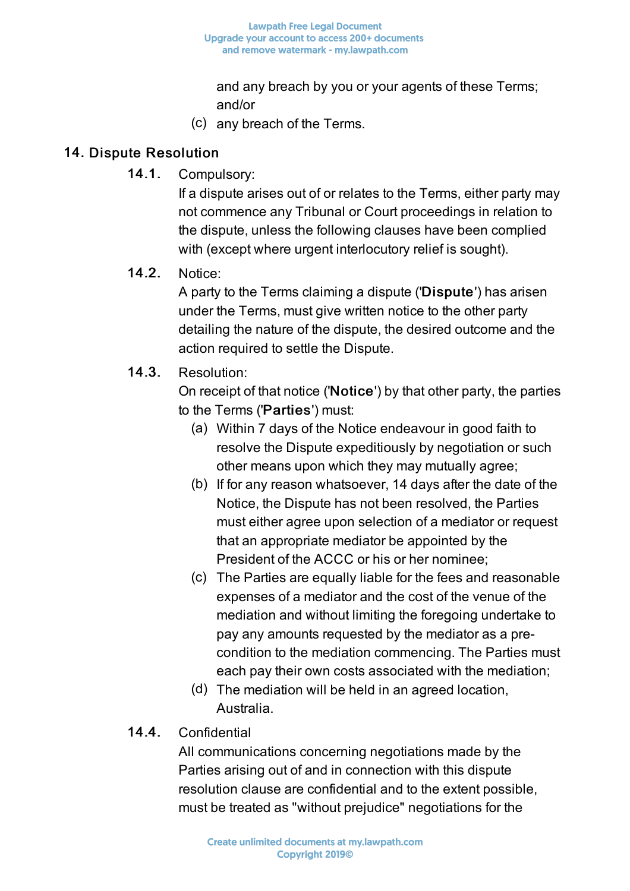and any breach by you or your agents of these Terms; and/or

(c) any breach of the Terms.

## 14. Dispute Resolution

**14.1.** Compulsory:

If a dispute arises out of or relates to the Terms, either party may not commence any Tribunal or Court proceedings in relation to the dispute, unless the following clauses have been complied with (except where urgent interlocutory relief is sought).

**14.2.** Notice:

A party to the Terms claiming a dispute ('**Dispute**') has arisen under the Terms, must give written notice to the other party detailing the nature of the dispute, the desired outcome and the action required to settle the Dispute.

**14.3.** Resolution:

On receipt of that notice ('**Notice**') by that other party, the parties to the Terms ('**Parties**') must:

(a) Within 7 days of the Notice endeavour in good faith to resolve the Dispute expeditiously by negotiation or such other means upon which they may mutually agree;

(b) If for any reason whatsoever, 14 days after the date of the Notice, the Dispute has not been resolved, the Parties must either agree upon selection of a mediator or request that an appropriate mediator be appointed by the President of the ACCC or his or her nominee;

(c) The Parties are equally liable for the fees and reasonable expenses of a mediator and the cost of the venue of the mediation and without limiting the foregoing undertake to pay any amounts requested by the mediator as a pre-condition to the mediation commencing. The Parties must each pay their own costs associated with the mediation;

(d) The mediation will be held in an agreed location, Australia.

**14.4.** Confidential

All communications concerning negotiations made by the Parties arising out of and in connection with this dispute resolution clause are confidential and to the extent possible, must be treated as "without prejudice" negotiations for the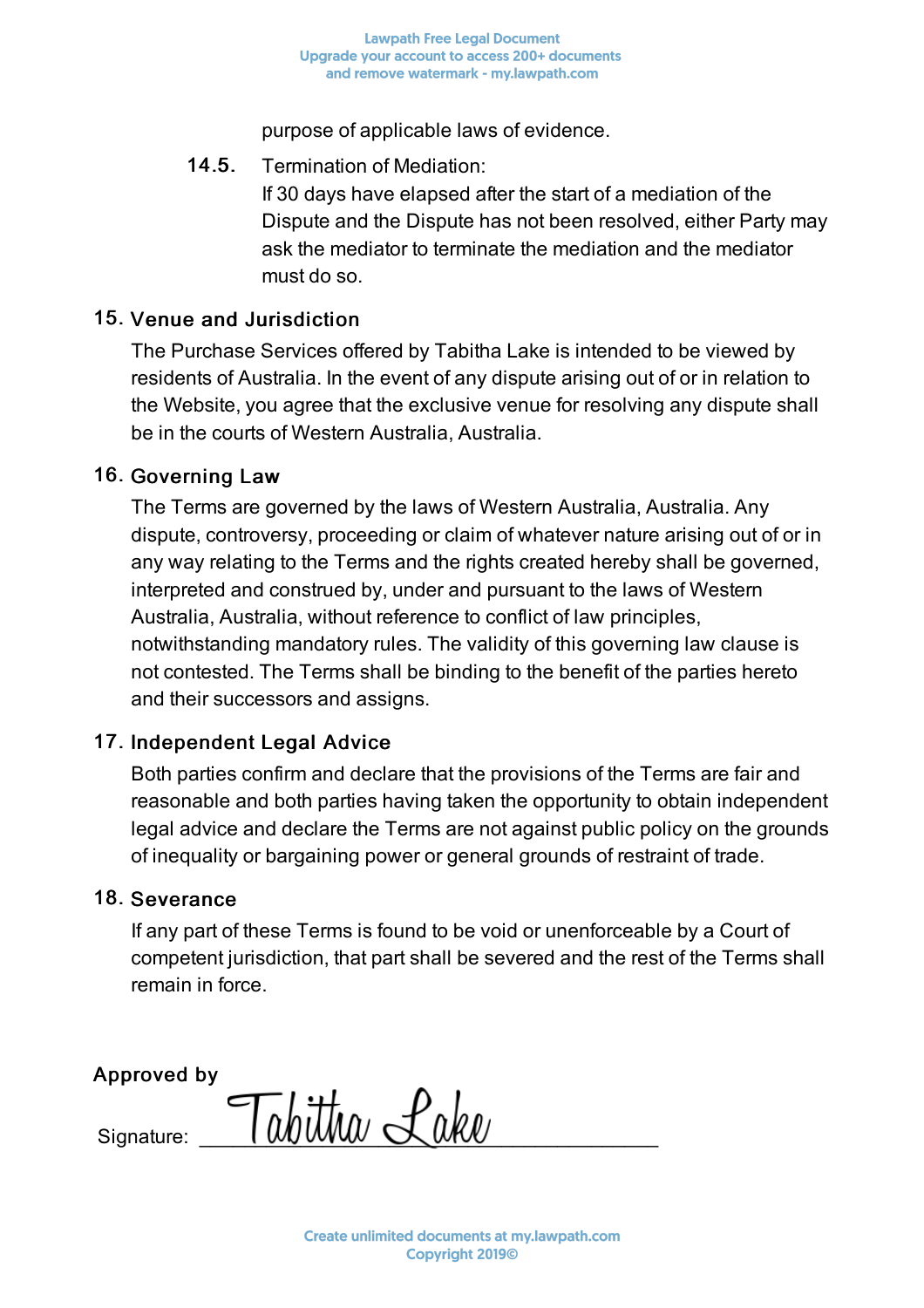purpose of applicable laws of evidence.

14.5. Termination of Mediation:
If 30 days have elapsed after the start of a mediation of the Dispute and the Dispute has not been resolved, either Party may ask the mediator to terminate the mediation and the mediator must do so.

## 15. Venue and Jurisdiction

The Purchase Services offered by Tabitha Lake is intended to be viewed by residents of Australia. In the event of any dispute arising out of or in relation to the Website, you agree that the exclusive venue for resolving any dispute shall be in the courts of Western Australia, Australia.

## 16. Governing Law

The Terms are governed by the laws of Western Australia, Australia. Any dispute, controversy, proceeding or claim of whatever nature arising out of or in any way relating to the Terms and the rights created hereby shall be governed, interpreted and construed by, under and pursuant to the laws of Western Australia, Australia, without reference to conflict of law principles, notwithstanding mandatory rules. The validity of this governing law clause is not contested. The Terms shall be binding to the benefit of the parties hereto and their successors and assigns.

## 17. Independent Legal Advice

Both parties confirm and declare that the provisions of the Terms are fair and reasonable and both parties having taken the opportunity to obtain independent legal advice and declare the Terms are not against public policy on the grounds of inequality or bargaining power or general grounds of restraint of trade.

## 18. Severance

If any part of these Terms is found to be void or unenforceable by a Court of competent jurisdiction, that part shall be severed and the rest of the Terms shall remain in force.

**Approved by**

Signature: Tabitha Lake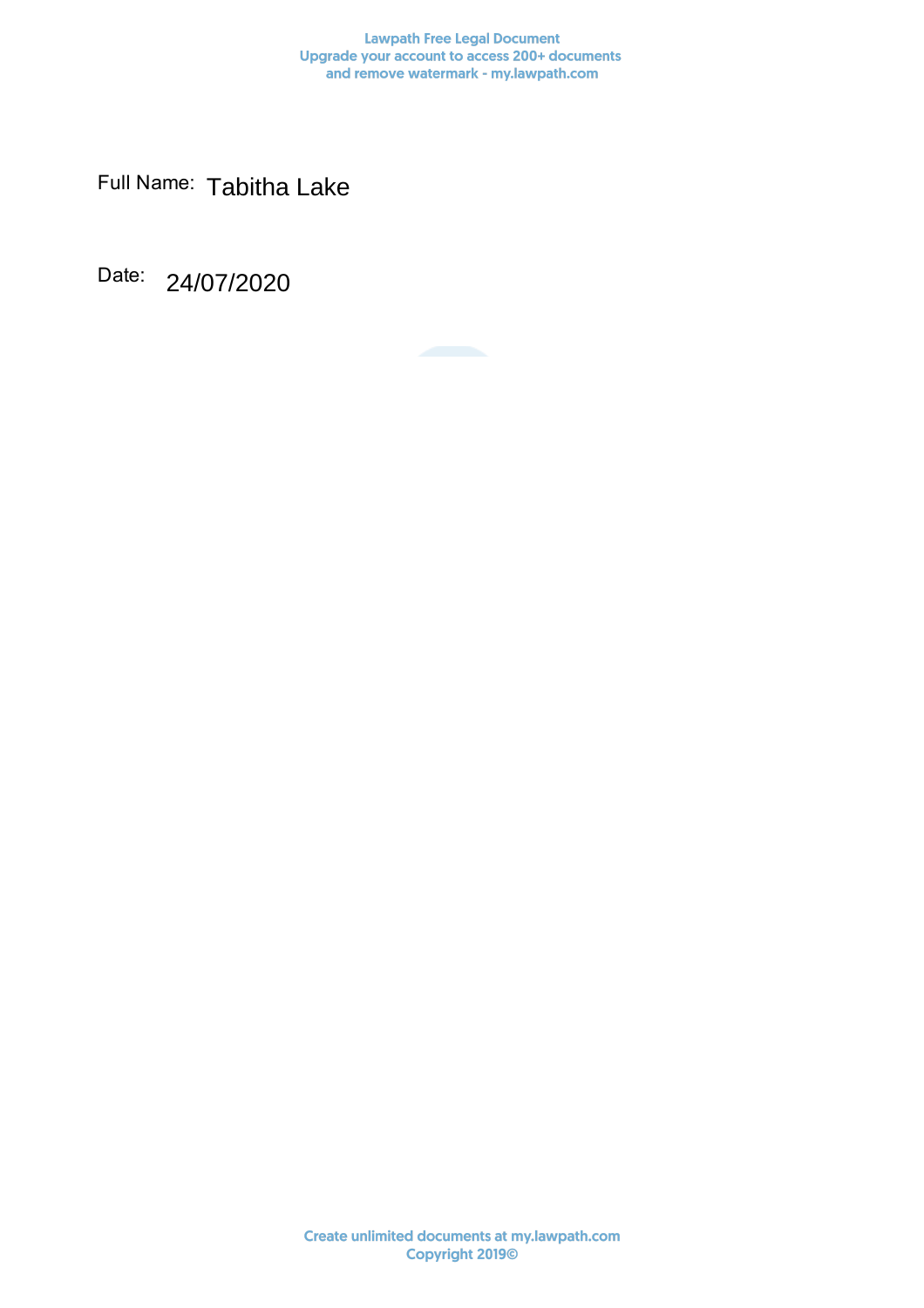Full Name: Tabitha Lake

Date: 24/07/2020